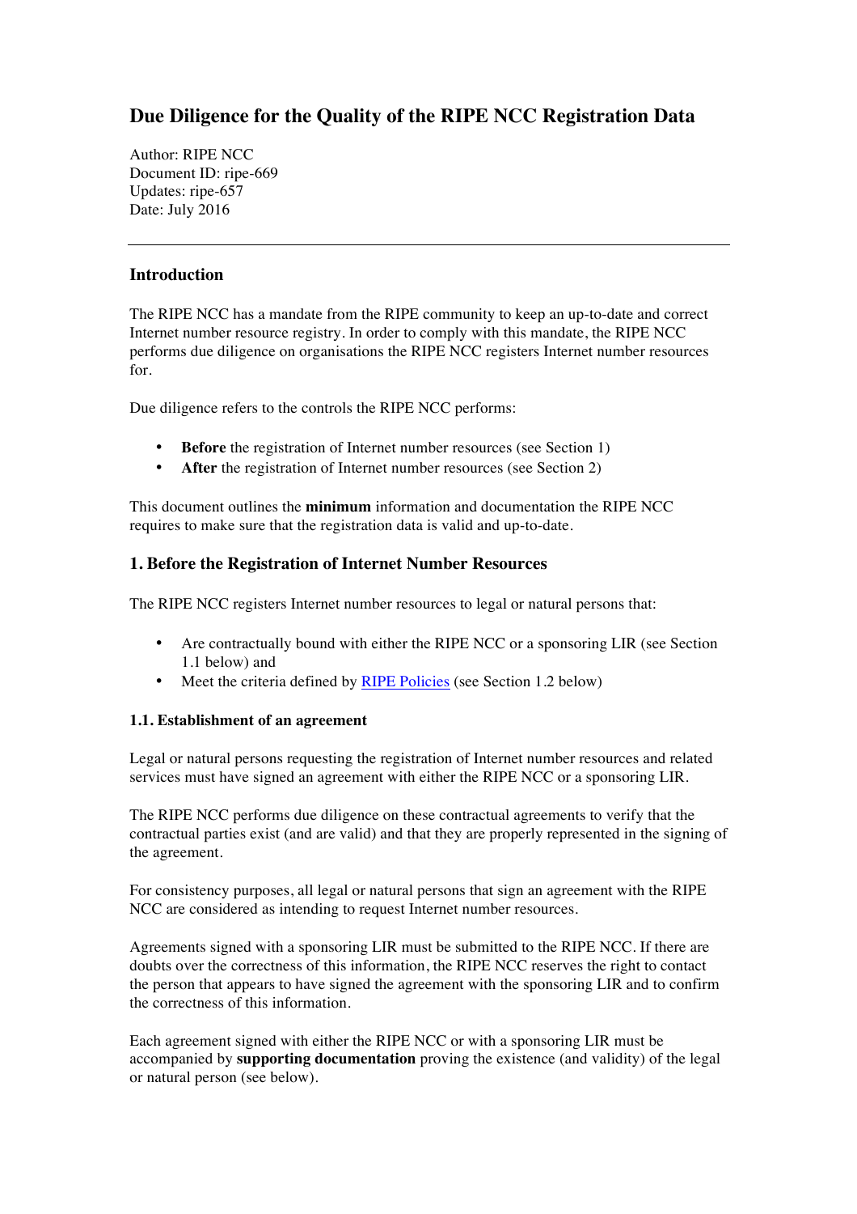# Due Diligence for the Quality of the RIPE NCC Registration Data

Author: RIPE NCC
Document ID: ripe-669
Updates: ripe-657
Date: July 2016

---

## Introduction

The RIPE NCC has a mandate from the RIPE community to keep an up-to-date and correct Internet number resource registry. In order to comply with this mandate, the RIPE NCC performs due diligence on organisations the RIPE NCC registers Internet number resources for.

Due diligence refers to the controls the RIPE NCC performs:

- **Before** the registration of Internet number resources (see Section 1)
- **After** the registration of Internet number resources (see Section 2)

This document outlines the **minimum** information and documentation the RIPE NCC requires to make sure that the registration data is valid and up-to-date.

## 1. Before the Registration of Internet Number Resources

The RIPE NCC registers Internet number resources to legal or natural persons that:

- Are contractually bound with either the RIPE NCC or a sponsoring LIR (see Section 1.1 below) and
- Meet the criteria defined by RIPE Policies (see Section 1.2 below)

### 1.1. Establishment of an agreement

Legal or natural persons requesting the registration of Internet number resources and related services must have signed an agreement with either the RIPE NCC or a sponsoring LIR.

The RIPE NCC performs due diligence on these contractual agreements to verify that the contractual parties exist (and are valid) and that they are properly represented in the signing of the agreement.

For consistency purposes, all legal or natural persons that sign an agreement with the RIPE NCC are considered as intending to request Internet number resources.

Agreements signed with a sponsoring LIR must be submitted to the RIPE NCC. If there are doubts over the correctness of this information, the RIPE NCC reserves the right to contact the person that appears to have signed the agreement with the sponsoring LIR and to confirm the correctness of this information.

Each agreement signed with either the RIPE NCC or with a sponsoring LIR must be accompanied by **supporting documentation** proving the existence (and validity) of the legal or natural person (see below).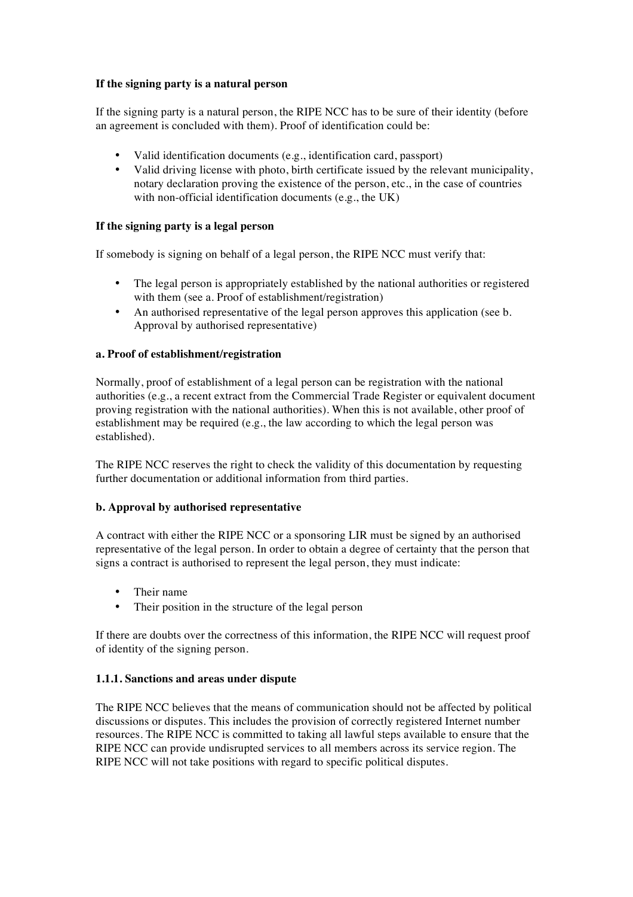**If the signing party is a natural person**

If the signing party is a natural person, the RIPE NCC has to be sure of their identity (before an agreement is concluded with them). Proof of identification could be:

- Valid identification documents (e.g., identification card, passport)
- Valid driving license with photo, birth certificate issued by the relevant municipality, notary declaration proving the existence of the person, etc., in the case of countries with non-official identification documents (e.g., the UK)

**If the signing party is a legal person**

If somebody is signing on behalf of a legal person, the RIPE NCC must verify that:

- The legal person is appropriately established by the national authorities or registered with them (see a. Proof of establishment/registration)
- An authorised representative of the legal person approves this application (see b. Approval by authorised representative)

**a. Proof of establishment/registration**

Normally, proof of establishment of a legal person can be registration with the national authorities (e.g., a recent extract from the Commercial Trade Register or equivalent document proving registration with the national authorities). When this is not available, other proof of establishment may be required (e.g., the law according to which the legal person was established).

The RIPE NCC reserves the right to check the validity of this documentation by requesting further documentation or additional information from third parties.

**b. Approval by authorised representative**

A contract with either the RIPE NCC or a sponsoring LIR must be signed by an authorised representative of the legal person. In order to obtain a degree of certainty that the person that signs a contract is authorised to represent the legal person, they must indicate:

- Their name
- Their position in the structure of the legal person

If there are doubts over the correctness of this information, the RIPE NCC will request proof of identity of the signing person.

**1.1.1. Sanctions and areas under dispute**

The RIPE NCC believes that the means of communication should not be affected by political discussions or disputes. This includes the provision of correctly registered Internet number resources. The RIPE NCC is committed to taking all lawful steps available to ensure that the RIPE NCC can provide undisrupted services to all members across its service region. The RIPE NCC will not take positions with regard to specific political disputes.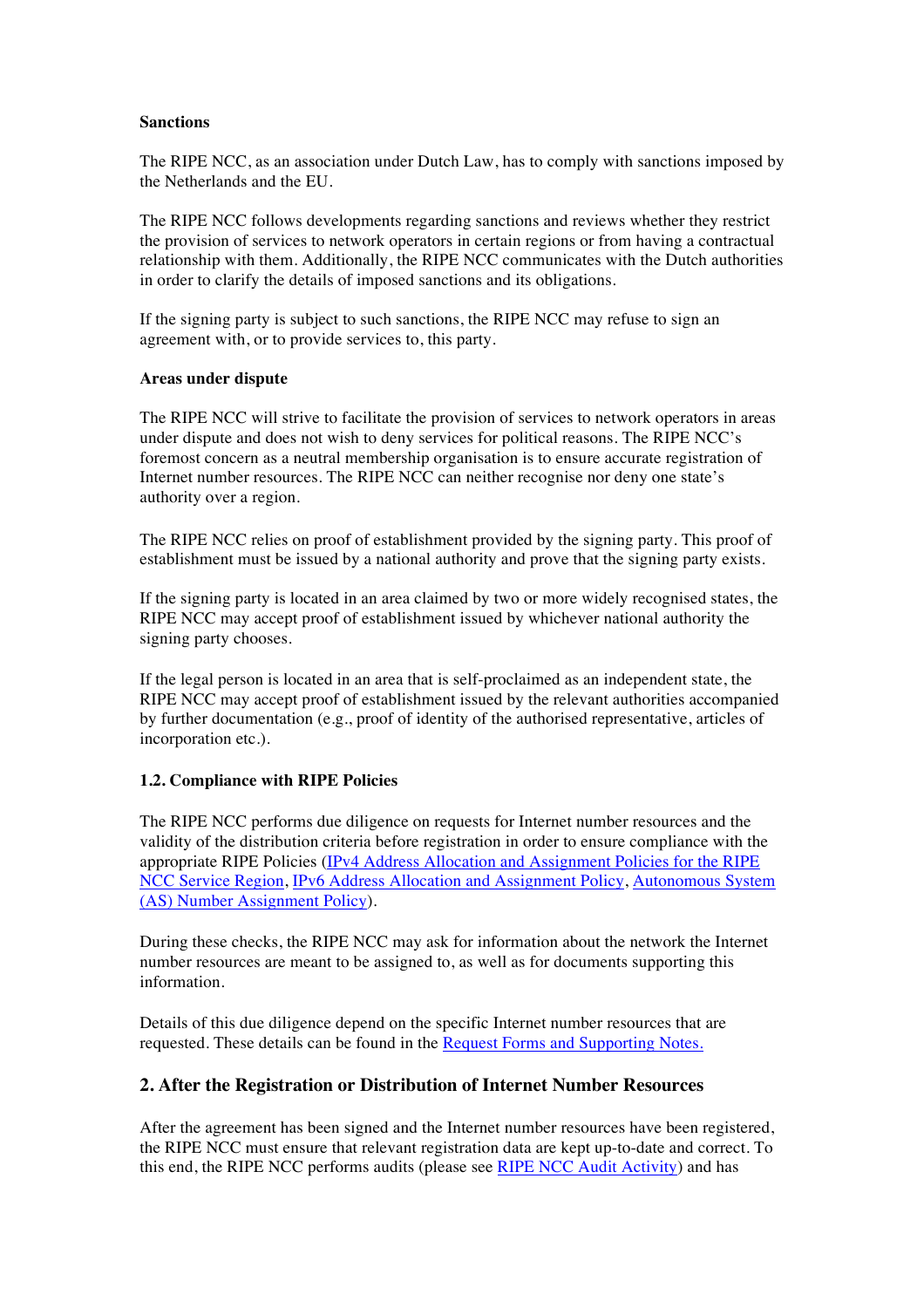**Sanctions**

The RIPE NCC, as an association under Dutch Law, has to comply with sanctions imposed by the Netherlands and the EU.

The RIPE NCC follows developments regarding sanctions and reviews whether they restrict the provision of services to network operators in certain regions or from having a contractual relationship with them. Additionally, the RIPE NCC communicates with the Dutch authorities in order to clarify the details of imposed sanctions and its obligations.

If the signing party is subject to such sanctions, the RIPE NCC may refuse to sign an agreement with, or to provide services to, this party.

**Areas under dispute**

The RIPE NCC will strive to facilitate the provision of services to network operators in areas under dispute and does not wish to deny services for political reasons. The RIPE NCC's foremost concern as a neutral membership organisation is to ensure accurate registration of Internet number resources. The RIPE NCC can neither recognise nor deny one state's authority over a region.

The RIPE NCC relies on proof of establishment provided by the signing party. This proof of establishment must be issued by a national authority and prove that the signing party exists.

If the signing party is located in an area claimed by two or more widely recognised states, the RIPE NCC may accept proof of establishment issued by whichever national authority the signing party chooses.

If the legal person is located in an area that is self-proclaimed as an independent state, the RIPE NCC may accept proof of establishment issued by the relevant authorities accompanied by further documentation (e.g., proof of identity of the authorised representative, articles of incorporation etc.).

### 1.2. Compliance with RIPE Policies

The RIPE NCC performs due diligence on requests for Internet number resources and the validity of the distribution criteria before registration in order to ensure compliance with the appropriate RIPE Policies ([IPv4 Address Allocation and Assignment Policies for the RIPE NCC Service Region](), [IPv6 Address Allocation and Assignment Policy](), [Autonomous System (AS) Number Assignment Policy]()).

During these checks, the RIPE NCC may ask for information about the network the Internet number resources are meant to be assigned to, as well as for documents supporting this information.

Details of this due diligence depend on the specific Internet number resources that are requested. These details can be found in the [Request Forms and Supporting Notes.]()

## 2. After the Registration or Distribution of Internet Number Resources

After the agreement has been signed and the Internet number resources have been registered, the RIPE NCC must ensure that relevant registration data are kept up-to-date and correct. To this end, the RIPE NCC performs audits (please see [RIPE NCC Audit Activity]()) and has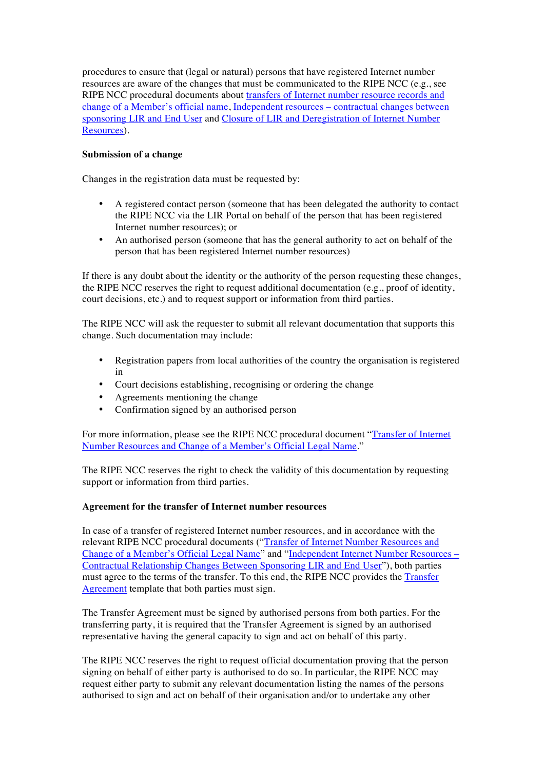procedures to ensure that (legal or natural) persons that have registered Internet number resources are aware of the changes that must be communicated to the RIPE NCC (e.g., see RIPE NCC procedural documents about transfers of Internet number resource records and change of a Member's official name, Independent resources – contractual changes between sponsoring LIR and End User and Closure of LIR and Deregistration of Internet Number Resources).

**Submission of a change**

Changes in the registration data must be requested by:

- A registered contact person (someone that has been delegated the authority to contact the RIPE NCC via the LIR Portal on behalf of the person that has been registered Internet number resources); or
- An authorised person (someone that has the general authority to act on behalf of the person that has been registered Internet number resources)

If there is any doubt about the identity or the authority of the person requesting these changes, the RIPE NCC reserves the right to request additional documentation (e.g., proof of identity, court decisions, etc.) and to request support or information from third parties.

The RIPE NCC will ask the requester to submit all relevant documentation that supports this change. Such documentation may include:

- Registration papers from local authorities of the country the organisation is registered in
- Court decisions establishing, recognising or ordering the change
- Agreements mentioning the change
- Confirmation signed by an authorised person

For more information, please see the RIPE NCC procedural document "Transfer of Internet Number Resources and Change of a Member's Official Legal Name."

The RIPE NCC reserves the right to check the validity of this documentation by requesting support or information from third parties.

**Agreement for the transfer of Internet number resources**

In case of a transfer of registered Internet number resources, and in accordance with the relevant RIPE NCC procedural documents ("Transfer of Internet Number Resources and Change of a Member's Official Legal Name" and "Independent Internet Number Resources – Contractual Relationship Changes Between Sponsoring LIR and End User"), both parties must agree to the terms of the transfer. To this end, the RIPE NCC provides the Transfer Agreement template that both parties must sign.

The Transfer Agreement must be signed by authorised persons from both parties. For the transferring party, it is required that the Transfer Agreement is signed by an authorised representative having the general capacity to sign and act on behalf of this party.

The RIPE NCC reserves the right to request official documentation proving that the person signing on behalf of either party is authorised to do so. In particular, the RIPE NCC may request either party to submit any relevant documentation listing the names of the persons authorised to sign and act on behalf of their organisation and/or to undertake any other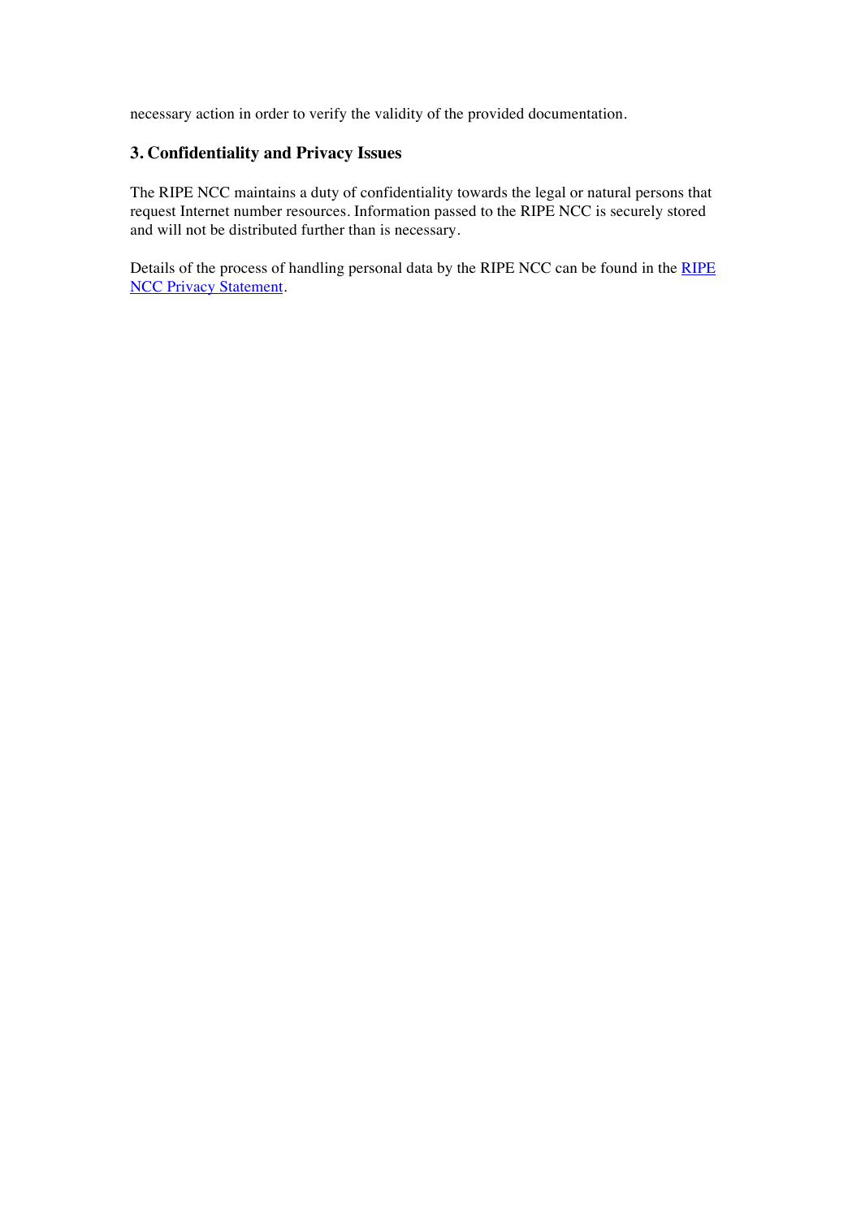necessary action in order to verify the validity of the provided documentation.

### 3. Confidentiality and Privacy Issues

The RIPE NCC maintains a duty of confidentiality towards the legal or natural persons that request Internet number resources. Information passed to the RIPE NCC is securely stored and will not be distributed further than is necessary.

Details of the process of handling personal data by the RIPE NCC can be found in the RIPE NCC Privacy Statement.